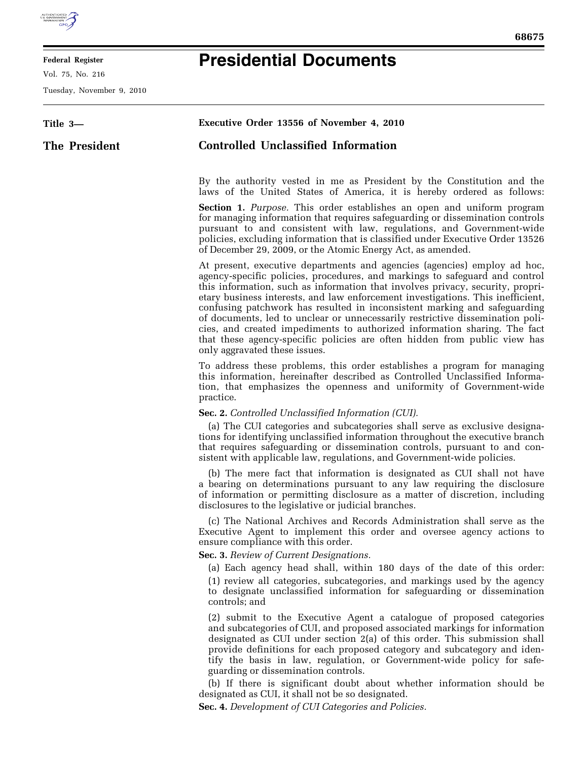# Presidential Documents

Title 3—

The President

**Executive Order 13556 of November 4, 2010**

## Controlled Unclassified Information

By the authority vested in me as President by the Constitution and the laws of the United States of America, it is hereby ordered as follows:

**Section 1.** *Purpose.* This order establishes an open and uniform program for managing information that requires safeguarding or dissemination controls pursuant to and consistent with law, regulations, and Government-wide policies, excluding information that is classified under Executive Order 13526 of December 29, 2009, or the Atomic Energy Act, as amended.

At present, executive departments and agencies (agencies) employ ad hoc, agency-specific policies, procedures, and markings to safeguard and control this information, such as information that involves privacy, security, proprietary business interests, and law enforcement investigations. This inefficient, confusing patchwork has resulted in inconsistent marking and safeguarding of documents, led to unclear or unnecessarily restrictive dissemination policies, and created impediments to authorized information sharing. The fact that these agency-specific policies are often hidden from public view has only aggravated these issues.

To address these problems, this order establishes a program for managing this information, hereinafter described as Controlled Unclassified Information, that emphasizes the openness and uniformity of Government-wide practice.

**Sec. 2.** *Controlled Unclassified Information (CUI).*

(a) The CUI categories and subcategories shall serve as exclusive designations for identifying unclassified information throughout the executive branch that requires safeguarding or dissemination controls, pursuant to and consistent with applicable law, regulations, and Government-wide policies.

(b) The mere fact that information is designated as CUI shall not have a bearing on determinations pursuant to any law requiring the disclosure of information or permitting disclosure as a matter of discretion, including disclosures to the legislative or judicial branches.

(c) The National Archives and Records Administration shall serve as the Executive Agent to implement this order and oversee agency actions to ensure compliance with this order.

**Sec. 3.** *Review of Current Designations.*

(a) Each agency head shall, within 180 days of the date of this order:

(1) review all categories, subcategories, and markings used by the agency to designate unclassified information for safeguarding or dissemination controls; and

(2) submit to the Executive Agent a catalogue of proposed categories and subcategories of CUI, and proposed associated markings for information designated as CUI under section 2(a) of this order. This submission shall provide definitions for each proposed category and subcategory and identify the basis in law, regulation, or Government-wide policy for safeguarding or dissemination controls.

(b) If there is significant doubt about whether information should be designated as CUI, it shall not be so designated.

**Sec. 4.** *Development of CUI Categories and Policies.*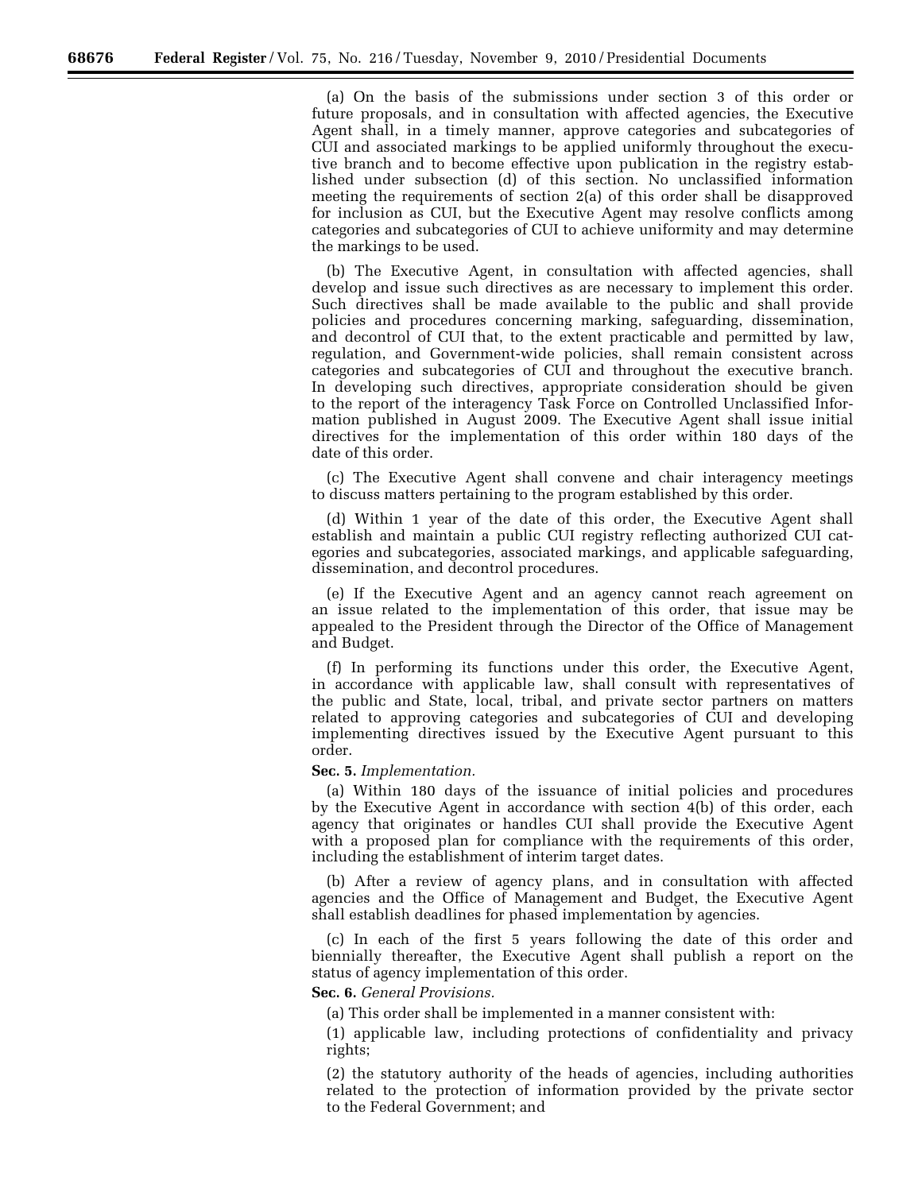(a) On the basis of the submissions under section 3 of this order or future proposals, and in consultation with affected agencies, the Executive Agent shall, in a timely manner, approve categories and subcategories of CUI and associated markings to be applied uniformly throughout the executive branch and to become effective upon publication in the registry established under subsection (d) of this section. No unclassified information meeting the requirements of section 2(a) of this order shall be disapproved for inclusion as CUI, but the Executive Agent may resolve conflicts among categories and subcategories of CUI to achieve uniformity and may determine the markings to be used.

(b) The Executive Agent, in consultation with affected agencies, shall develop and issue such directives as are necessary to implement this order. Such directives shall be made available to the public and shall provide policies and procedures concerning marking, safeguarding, dissemination, and decontrol of CUI that, to the extent practicable and permitted by law, regulation, and Government-wide policies, shall remain consistent across categories and subcategories of CUI and throughout the executive branch. In developing such directives, appropriate consideration should be given to the report of the interagency Task Force on Controlled Unclassified Information published in August 2009. The Executive Agent shall issue initial directives for the implementation of this order within 180 days of the date of this order.

(c) The Executive Agent shall convene and chair interagency meetings to discuss matters pertaining to the program established by this order.

(d) Within 1 year of the date of this order, the Executive Agent shall establish and maintain a public CUI registry reflecting authorized CUI categories and subcategories, associated markings, and applicable safeguarding, dissemination, and decontrol procedures.

(e) If the Executive Agent and an agency cannot reach agreement on an issue related to the implementation of this order, that issue may be appealed to the President through the Director of the Office of Management and Budget.

(f) In performing its functions under this order, the Executive Agent, in accordance with applicable law, shall consult with representatives of the public and State, local, tribal, and private sector partners on matters related to approving categories and subcategories of CUI and developing implementing directives issued by the Executive Agent pursuant to this order.

**Sec. 5.** *Implementation.*

(a) Within 180 days of the issuance of initial policies and procedures by the Executive Agent in accordance with section 4(b) of this order, each agency that originates or handles CUI shall provide the Executive Agent with a proposed plan for compliance with the requirements of this order, including the establishment of interim target dates.

(b) After a review of agency plans, and in consultation with affected agencies and the Office of Management and Budget, the Executive Agent shall establish deadlines for phased implementation by agencies.

(c) In each of the first 5 years following the date of this order and biennially thereafter, the Executive Agent shall publish a report on the status of agency implementation of this order.

**Sec. 6.** *General Provisions.*

(a) This order shall be implemented in a manner consistent with:

(1) applicable law, including protections of confidentiality and privacy rights;

(2) the statutory authority of the heads of agencies, including authorities related to the protection of information provided by the private sector to the Federal Government; and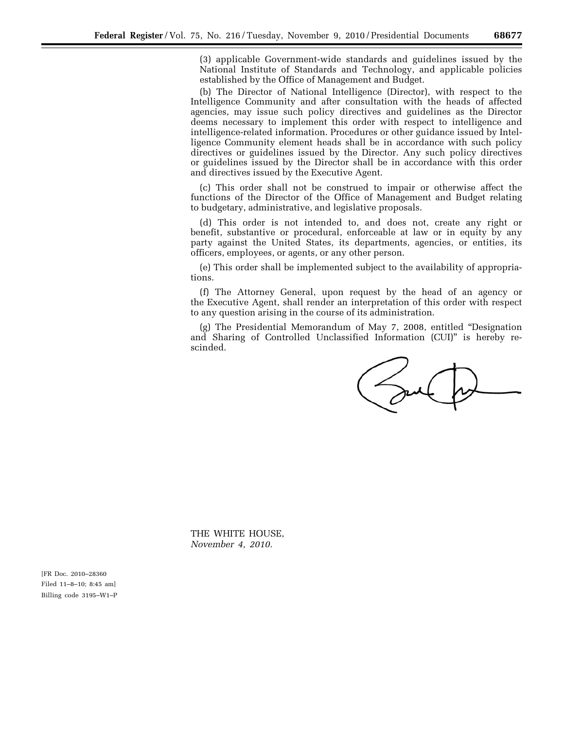(3) applicable Government-wide standards and guidelines issued by the National Institute of Standards and Technology, and applicable policies established by the Office of Management and Budget.

(b) The Director of National Intelligence (Director), with respect to the Intelligence Community and after consultation with the heads of affected agencies, may issue such policy directives and guidelines as the Director deems necessary to implement this order with respect to intelligence and intelligence-related information. Procedures or other guidance issued by Intelligence Community element heads shall be in accordance with such policy directives or guidelines issued by the Director. Any such policy directives or guidelines issued by the Director shall be in accordance with this order and directives issued by the Executive Agent.

(c) This order shall not be construed to impair or otherwise affect the functions of the Director of the Office of Management and Budget relating to budgetary, administrative, and legislative proposals.

(d) This order is not intended to, and does not, create any right or benefit, substantive or procedural, enforceable at law or in equity by any party against the United States, its departments, agencies, or entities, its officers, employees, or agents, or any other person.

(e) This order shall be implemented subject to the availability of appropriations.

(f) The Attorney General, upon request by the head of an agency or the Executive Agent, shall render an interpretation of this order with respect to any question arising in the course of its administration.

(g) The Presidential Memorandum of May 7, 2008, entitled "Designation and Sharing of Controlled Unclassified Information (CUI)" is hereby rescinded.

THE WHITE HOUSE,
*November 4, 2010.*

[FR Doc. 2010–28360
Filed 11–8–10; 8:45 am]
Billing code 3195–W1–P